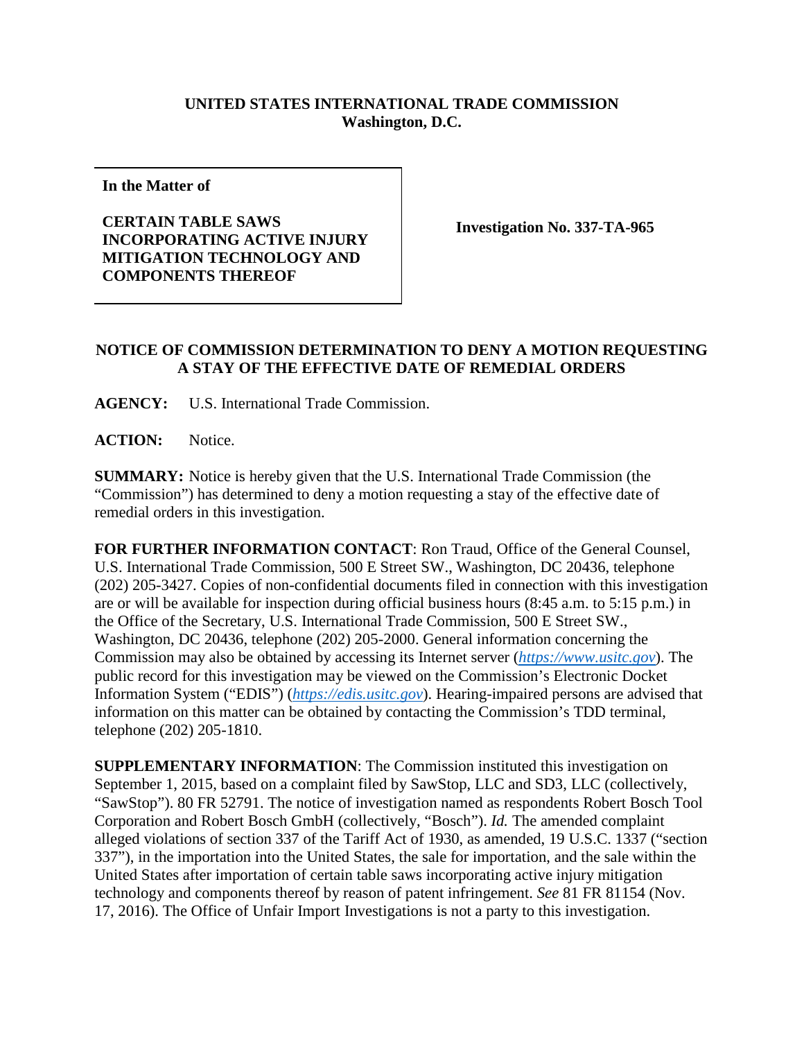**UNITED STATES INTERNATIONAL TRADE COMMISSION**
**Washington, D.C.**

**In the Matter of**

**CERTAIN TABLE SAWS INCORPORATING ACTIVE INJURY MITIGATION TECHNOLOGY AND COMPONENTS THEREOF**

**Investigation No. 337-TA-965**

**NOTICE OF COMMISSION DETERMINATION TO DENY A MOTION REQUESTING A STAY OF THE EFFECTIVE DATE OF REMEDIAL ORDERS**

**AGENCY:** U.S. International Trade Commission.

**ACTION:** Notice.

**SUMMARY:** Notice is hereby given that the U.S. International Trade Commission (the "Commission") has determined to deny a motion requesting a stay of the effective date of remedial orders in this investigation.

**FOR FURTHER INFORMATION CONTACT**: Ron Traud, Office of the General Counsel, U.S. International Trade Commission, 500 E Street SW., Washington, DC 20436, telephone (202) 205-3427. Copies of non-confidential documents filed in connection with this investigation are or will be available for inspection during official business hours (8:45 a.m. to 5:15 p.m.) in the Office of the Secretary, U.S. International Trade Commission, 500 E Street SW., Washington, DC 20436, telephone (202) 205-2000. General information concerning the Commission may also be obtained by accessing its Internet server (*https://www.usitc.gov*). The public record for this investigation may be viewed on the Commission's Electronic Docket Information System ("EDIS") (*https://edis.usitc.gov*). Hearing-impaired persons are advised that information on this matter can be obtained by contacting the Commission's TDD terminal, telephone (202) 205-1810.

**SUPPLEMENTARY INFORMATION**: The Commission instituted this investigation on September 1, 2015, based on a complaint filed by SawStop, LLC and SD3, LLC (collectively, "SawStop"). 80 FR 52791. The notice of investigation named as respondents Robert Bosch Tool Corporation and Robert Bosch GmbH (collectively, "Bosch"). *Id.* The amended complaint alleged violations of section 337 of the Tariff Act of 1930, as amended, 19 U.S.C. 1337 ("section 337"), in the importation into the United States, the sale for importation, and the sale within the United States after importation of certain table saws incorporating active injury mitigation technology and components thereof by reason of patent infringement. *See* 81 FR 81154 (Nov. 17, 2016). The Office of Unfair Import Investigations is not a party to this investigation.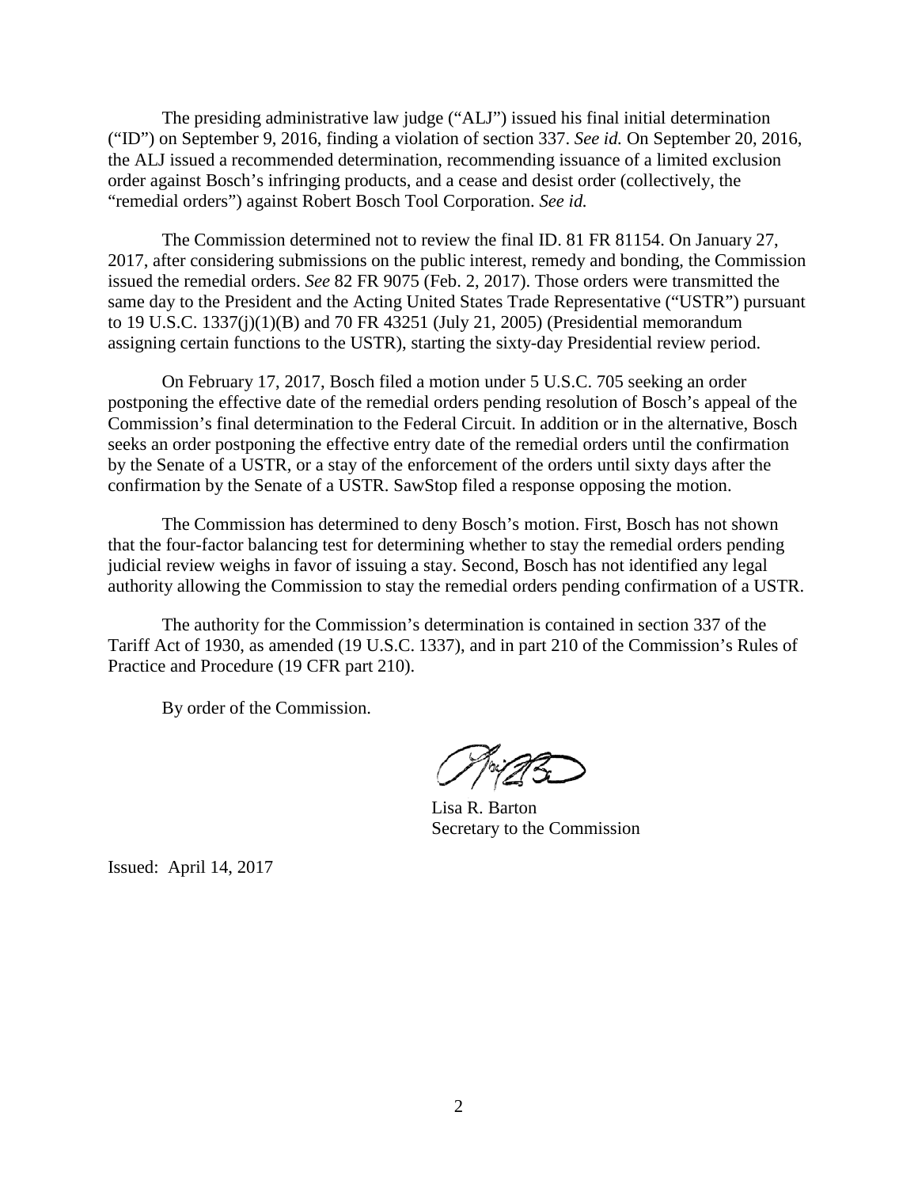The presiding administrative law judge ("ALJ") issued his final initial determination ("ID") on September 9, 2016, finding a violation of section 337. *See id.* On September 20, 2016, the ALJ issued a recommended determination, recommending issuance of a limited exclusion order against Bosch's infringing products, and a cease and desist order (collectively, the "remedial orders") against Robert Bosch Tool Corporation. *See id.*

The Commission determined not to review the final ID. 81 FR 81154. On January 27, 2017, after considering submissions on the public interest, remedy and bonding, the Commission issued the remedial orders. *See* 82 FR 9075 (Feb. 2, 2017). Those orders were transmitted the same day to the President and the Acting United States Trade Representative ("USTR") pursuant to 19 U.S.C. 1337(j)(1)(B) and 70 FR 43251 (July 21, 2005) (Presidential memorandum assigning certain functions to the USTR), starting the sixty-day Presidential review period.

On February 17, 2017, Bosch filed a motion under 5 U.S.C. 705 seeking an order postponing the effective date of the remedial orders pending resolution of Bosch's appeal of the Commission's final determination to the Federal Circuit. In addition or in the alternative, Bosch seeks an order postponing the effective entry date of the remedial orders until the confirmation by the Senate of a USTR, or a stay of the enforcement of the orders until sixty days after the confirmation by the Senate of a USTR. SawStop filed a response opposing the motion.

The Commission has determined to deny Bosch's motion. First, Bosch has not shown that the four-factor balancing test for determining whether to stay the remedial orders pending judicial review weighs in favor of issuing a stay. Second, Bosch has not identified any legal authority allowing the Commission to stay the remedial orders pending confirmation of a USTR.

The authority for the Commission's determination is contained in section 337 of the Tariff Act of 1930, as amended (19 U.S.C. 1337), and in part 210 of the Commission's Rules of Practice and Procedure (19 CFR part 210).

By order of the Commission.

Lisa R. Barton
Secretary to the Commission

Issued: April 14, 2017